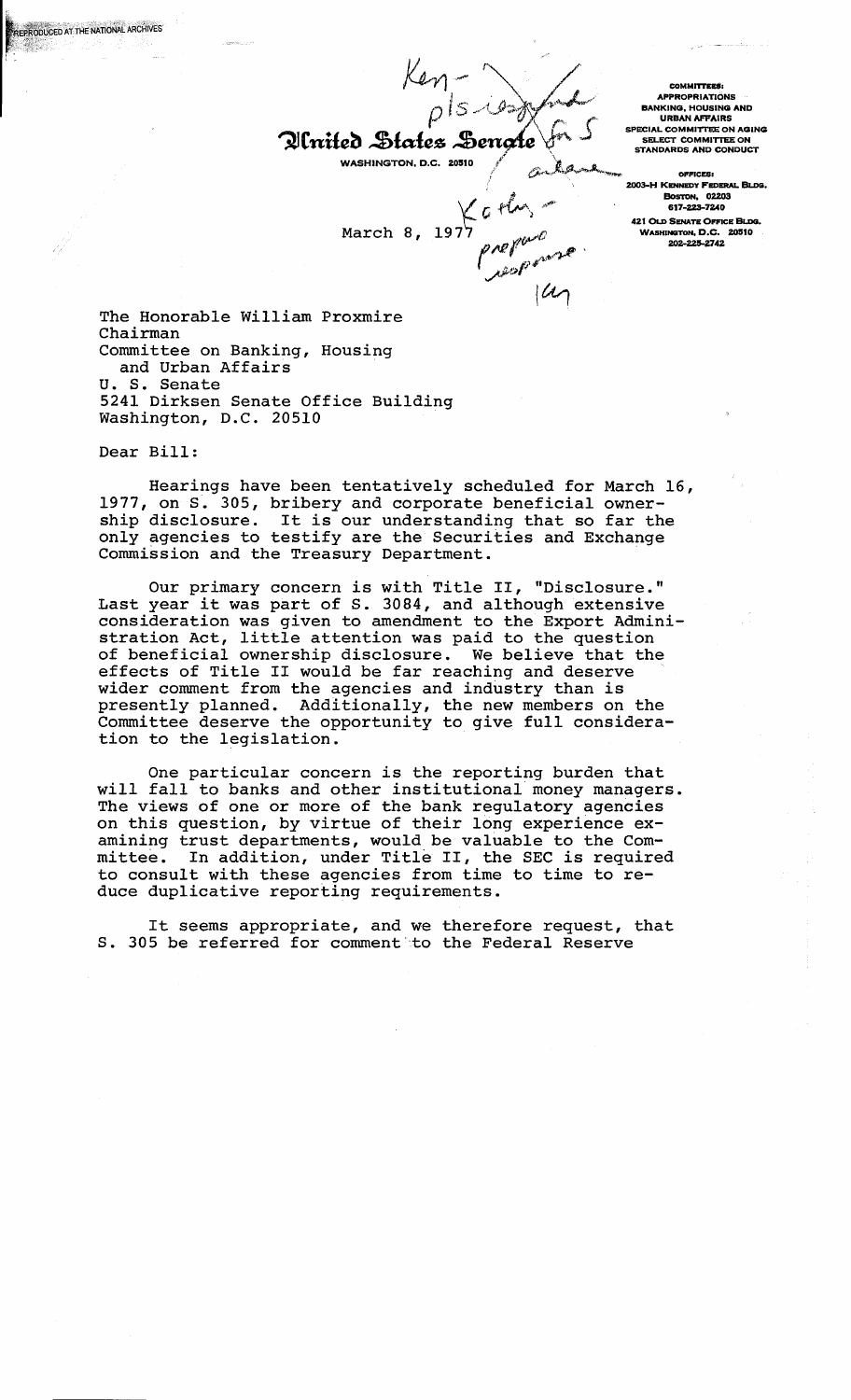Ken - pls respond
Kathy - prepare response.
for S
action
lay

# United States Senate

WASHINGTON, D.C. 20510

COMMITTEES:
APPROPRIATIONS
BANKING, HOUSING AND URBAN AFFAIRS
SPECIAL COMMITTEE ON AGING
SELECT COMMITTEE ON STANDARDS AND CONDUCT

OFFICES:
2003-H KENNEDY FEDERAL BLDG.
BOSTON, 02203
617-223-7240
421 OLD SENATE OFFICE BLDG.
WASHINGTON, D.C. 20510
202-225-2742

March 8, 1977

The Honorable William Proxmire
Chairman
Committee on Banking, Housing and Urban Affairs
U. S. Senate
5241 Dirksen Senate Office Building
Washington, D.C. 20510

Dear Bill:

Hearings have been tentatively scheduled for March 16, 1977, on S. 305, bribery and corporate beneficial ownership disclosure. It is our understanding that so far the only agencies to testify are the Securities and Exchange Commission and the Treasury Department.

Our primary concern is with Title II, "Disclosure." Last year it was part of S. 3084, and although extensive consideration was given to amendment to the Export Administration Act, little attention was paid to the question of beneficial ownership disclosure. We believe that the effects of Title II would be far reaching and deserve wider comment from the agencies and industry than is presently planned. Additionally, the new members on the Committee deserve the opportunity to give full consideration to the legislation.

One particular concern is the reporting burden that will fall to banks and other institutional money managers. The views of one or more of the bank regulatory agencies on this question, by virtue of their long experience examining trust departments, would be valuable to the Committee. In addition, under Title II, the SEC is required to consult with these agencies from time to time to reduce duplicative reporting requirements.

It seems appropriate, and we therefore request, that S. 305 be referred for comment to the Federal Reserve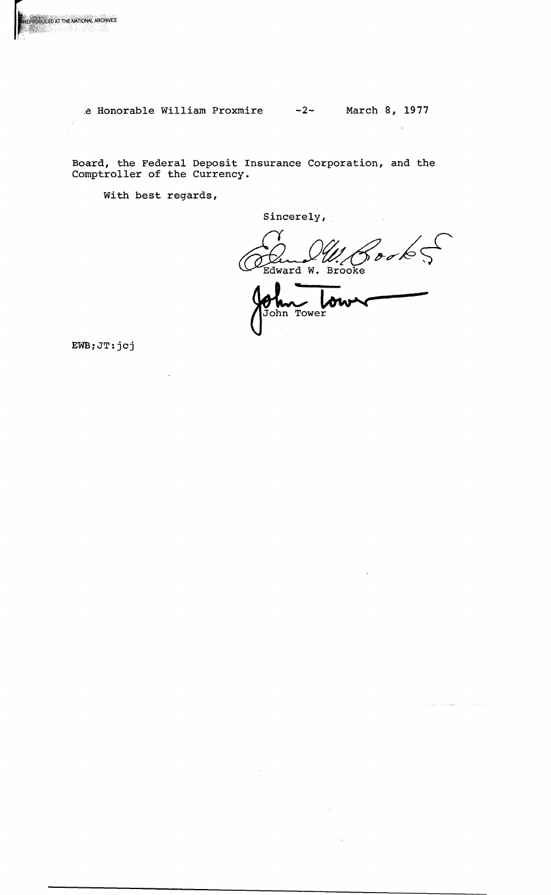Board, the Federal Deposit Insurance Corporation, and the Comptroller of the Currency.

With best regards,

Sincerely,

Edward W. Brooke

John Tower

EWB;JT:jcj